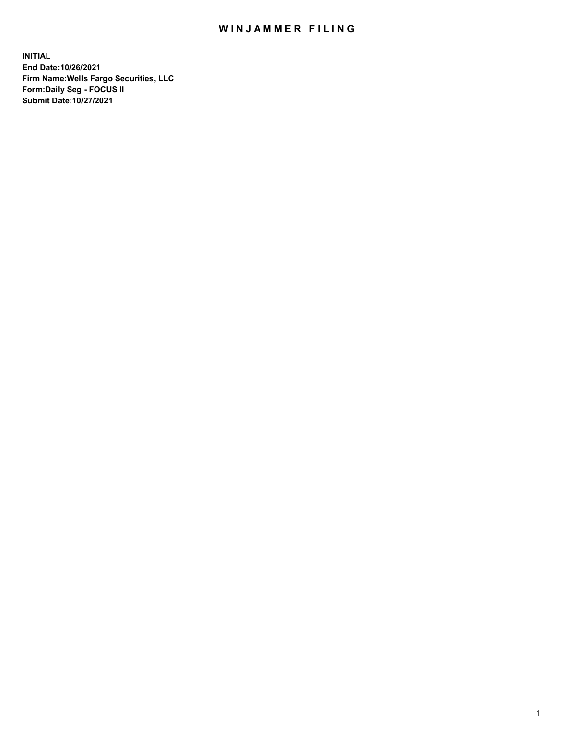# WINJAMMER FILING

**INITIAL**
**End Date:10/26/2021**
**Firm Name:Wells Fargo Securities, LLC**
**Form:Daily Seg - FOCUS II**
**Submit Date:10/27/2021**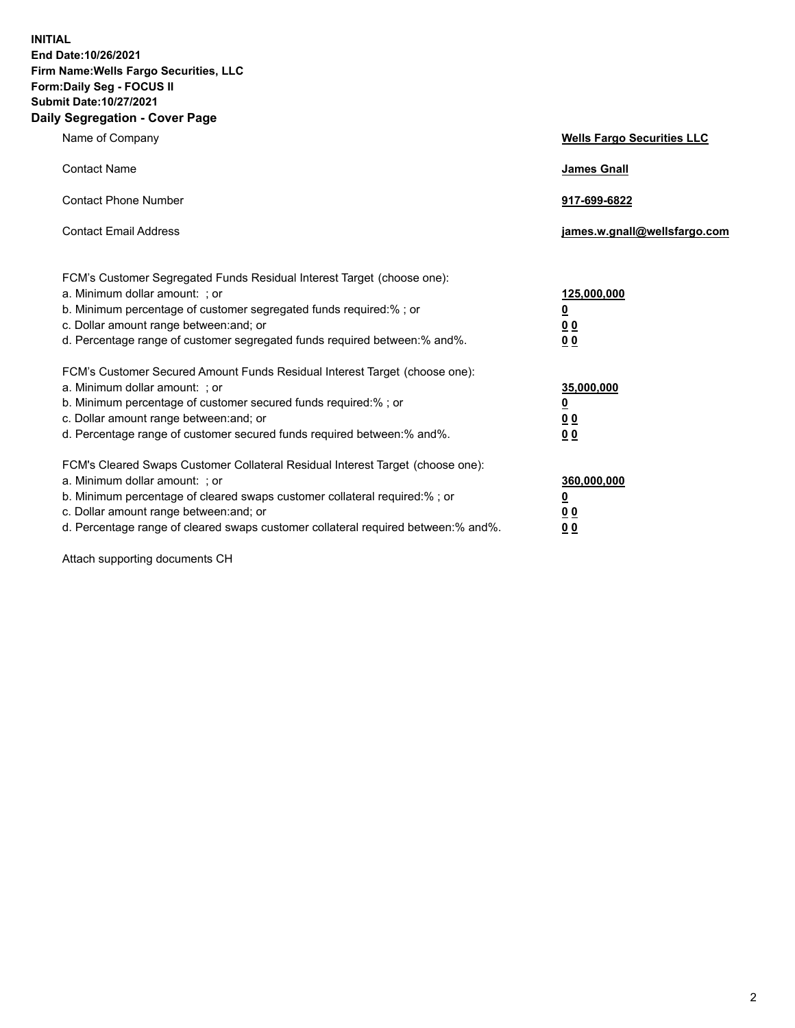**INITIAL**
**End Date:10/26/2021**
**Firm Name:Wells Fargo Securities, LLC**
**Form:Daily Seg - FOCUS II**
**Submit Date:10/27/2021**

## Daily Segregation - Cover Page

| | |
|---|---|
| Name of Company | **Wells Fargo Securities LLC** |
| Contact Name | **James Gnall** |
| Contact Phone Number | **917-699-6822** |
| Contact Email Address | **james.w.gnall@wellsfargo.com** |
| FCM's Customer Segregated Funds Residual Interest Target (choose one): | |
| a. Minimum dollar amount: ; or | **125,000,000** |
| b. Minimum percentage of customer segregated funds required:% ; or | **0** |
| c. Dollar amount range between:and; or | **0 0** |
| d. Percentage range of customer segregated funds required between:% and%. | **0 0** |
| FCM's Customer Secured Amount Funds Residual Interest Target (choose one): | |
| a. Minimum dollar amount: ; or | **35,000,000** |
| b. Minimum percentage of customer secured funds required:% ; or | **0** |
| c. Dollar amount range between:and; or | **0 0** |
| d. Percentage range of customer secured funds required between:% and%. | **0 0** |
| FCM's Cleared Swaps Customer Collateral Residual Interest Target (choose one): | |
| a. Minimum dollar amount: ; or | **360,000,000** |
| b. Minimum percentage of cleared swaps customer collateral required:% ; or | **0** |
| c. Dollar amount range between:and; or | **0 0** |
| d. Percentage range of cleared swaps customer collateral required between:% and%. | **0 0** |

Attach supporting documents CH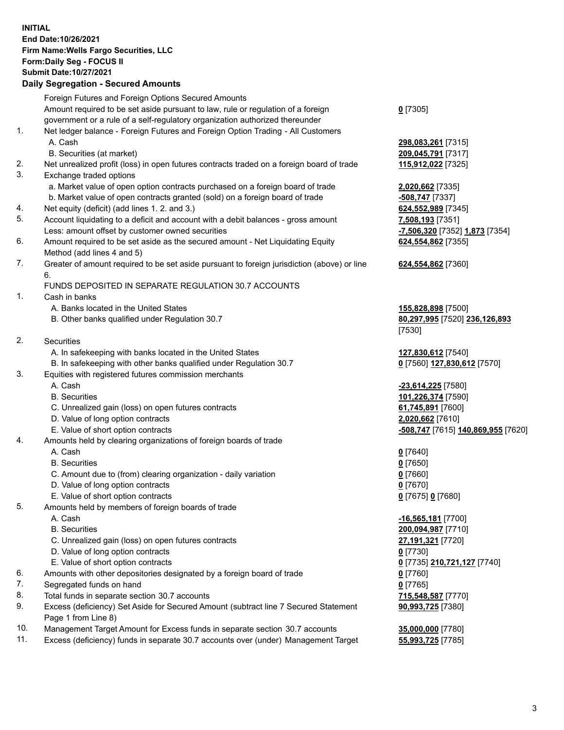**INITIAL**
**End Date:10/26/2021**
**Firm Name:Wells Fargo Securities, LLC**
**Form:Daily Seg - FOCUS II**
**Submit Date:10/27/2021**

**Daily Segregation - Secured Amounts**

| | | |
|---|---|---|
| | Foreign Futures and Foreign Options Secured Amounts | |
| | Amount required to be set aside pursuant to law, rule or regulation of a foreign government or a rule of a self-regulatory organization authorized thereunder | **0** [7305] |
| 1. | Net ledger balance - Foreign Futures and Foreign Option Trading - All Customers | |
| | A. Cash | **298,083,261** [7315] |
| | B. Securities (at market) | **209,045,791** [7317] |
| 2. | Net unrealized profit (loss) in open futures contracts traded on a foreign board of trade | **115,912,022** [7325] |
| 3. | Exchange traded options | |
| | a. Market value of open option contracts purchased on a foreign board of trade | **2,020,662** [7335] |
| | b. Market value of open contracts granted (sold) on a foreign board of trade | **-508,747** [7337] |
| 4. | Net equity (deficit) (add lines 1. 2. and 3.) | **624,552,989** [7345] |
| 5. | Account liquidating to a deficit and account with a debit balances - gross amount | **7,508,193** [7351] |
| | Less: amount offset by customer owned securities | **-7,506,320** [7352] **1,873** [7354] |
| 6. | Amount required to be set aside as the secured amount - Net Liquidating Equity Method (add lines 4 and 5) | **624,554,862** [7355] |
| 7. | Greater of amount required to be set aside pursuant to foreign jurisdiction (above) or line 6. | **624,554,862** [7360] |
| | FUNDS DEPOSITED IN SEPARATE REGULATION 30.7 ACCOUNTS | |
| 1. | Cash in banks | |
| | A. Banks located in the United States | **155,828,898** [7500] |
| | B. Other banks qualified under Regulation 30.7 | **80,297,995** [7520] **236,126,893** [7530] |
| 2. | Securities | |
| | A. In safekeeping with banks located in the United States | **127,830,612** [7540] |
| | B. In safekeeping with other banks qualified under Regulation 30.7 | **0** [7560] **127,830,612** [7570] |
| 3. | Equities with registered futures commission merchants | |
| | A. Cash | **-23,614,225** [7580] |
| | B. Securities | **101,226,374** [7590] |
| | C. Unrealized gain (loss) on open futures contracts | **61,745,891** [7600] |
| | D. Value of long option contracts | **2,020,662** [7610] |
| | E. Value of short option contracts | **-508,747** [7615] **140,869,955** [7620] |
| 4. | Amounts held by clearing organizations of foreign boards of trade | |
| | A. Cash | **0** [7640] |
| | B. Securities | **0** [7650] |
| | C. Amount due to (from) clearing organization - daily variation | **0** [7660] |
| | D. Value of long option contracts | **0** [7670] |
| | E. Value of short option contracts | **0** [7675] **0** [7680] |
| 5. | Amounts held by members of foreign boards of trade | |
| | A. Cash | **-16,565,181** [7700] |
| | B. Securities | **200,094,987** [7710] |
| | C. Unrealized gain (loss) on open futures contracts | **27,191,321** [7720] |
| | D. Value of long option contracts | **0** [7730] |
| | E. Value of short option contracts | **0** [7735] **210,721,127** [7740] |
| 6. | Amounts with other depositories designated by a foreign board of trade | **0** [7760] |
| 7. | Segregated funds on hand | **0** [7765] |
| 8. | Total funds in separate section 30.7 accounts | **715,548,587** [7770] |
| 9. | Excess (deficiency) Set Aside for Secured Amount (subtract line 7 Secured Statement Page 1 from Line 8) | **90,993,725** [7380] |
| 10. | Management Target Amount for Excess funds in separate section 30.7 accounts | **35,000,000** [7780] |
| 11. | Excess (deficiency) funds in separate 30.7 accounts over (under) Management Target | **55,993,725** [7785] |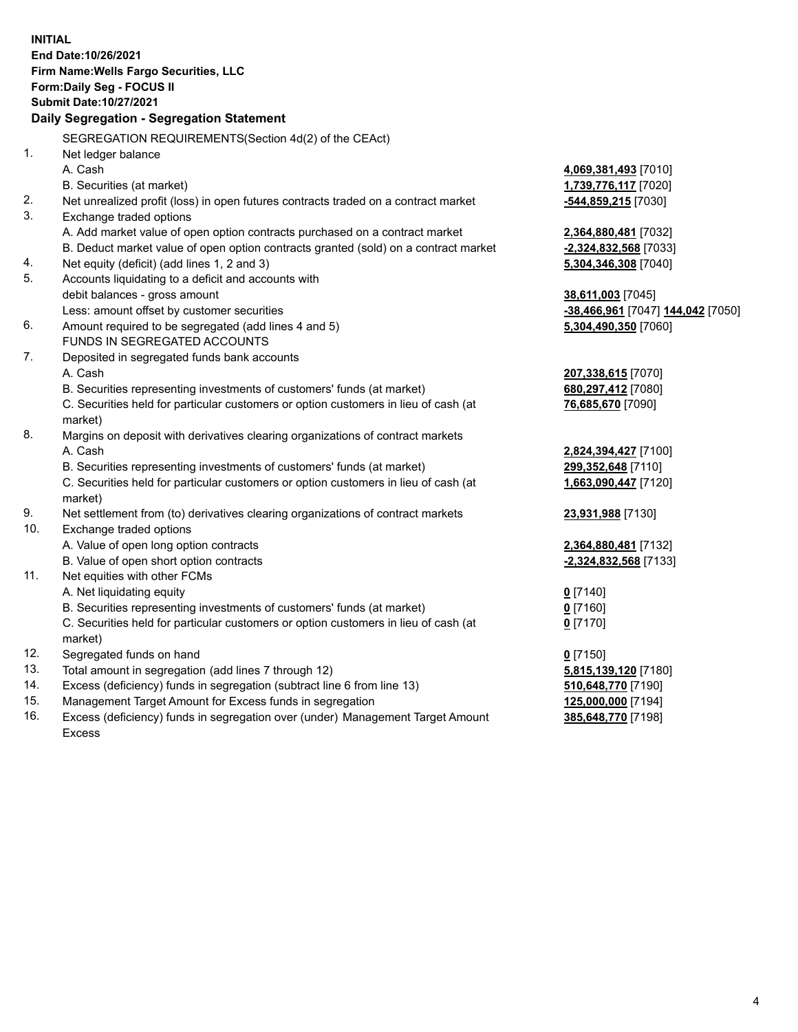**INITIAL**
**End Date:10/26/2021**
**Firm Name:Wells Fargo Securities, LLC**
**Form:Daily Seg - FOCUS II**
**Submit Date:10/27/2021**

**Daily Segregation - Segregation Statement**

SEGREGATION REQUIREMENTS(Section 4d(2) of the CEAct)

| | | |
|---|---|---|
| 1. | Net ledger balance | |
| | A. Cash | **4,069,381,493** [7010] |
| | B. Securities (at market) | **1,739,776,117** [7020] |
| 2. | Net unrealized profit (loss) in open futures contracts traded on a contract market | **-544,859,215** [7030] |
| 3. | Exchange traded options | |
| | A. Add market value of open option contracts purchased on a contract market | **2,364,880,481** [7032] |
| | B. Deduct market value of open option contracts granted (sold) on a contract market | **-2,324,832,568** [7033] |
| 4. | Net equity (deficit) (add lines 1, 2 and 3) | **5,304,346,308** [7040] |
| 5. | Accounts liquidating to a deficit and accounts with debit balances - gross amount | **38,611,003** [7045] |
| | Less: amount offset by customer securities | **-38,466,961** [7047] **144,042** [7050] |
| 6. | Amount required to be segregated (add lines 4 and 5) | **5,304,490,350** [7060] |
| | FUNDS IN SEGREGATED ACCOUNTS | |
| 7. | Deposited in segregated funds bank accounts | |
| | A. Cash | **207,338,615** [7070] |
| | B. Securities representing investments of customers' funds (at market) | **680,297,412** [7080] |
| | C. Securities held for particular customers or option customers in lieu of cash (at market) | **76,685,670** [7090] |
| 8. | Margins on deposit with derivatives clearing organizations of contract markets | |
| | A. Cash | **2,824,394,427** [7100] |
| | B. Securities representing investments of customers' funds (at market) | **299,352,648** [7110] |
| | C. Securities held for particular customers or option customers in lieu of cash (at market) | **1,663,090,447** [7120] |
| 9. | Net settlement from (to) derivatives clearing organizations of contract markets | **23,931,988** [7130] |
| 10. | Exchange traded options | |
| | A. Value of open long option contracts | **2,364,880,481** [7132] |
| | B. Value of open short option contracts | **-2,324,832,568** [7133] |
| 11. | Net equities with other FCMs | |
| | A. Net liquidating equity | **0** [7140] |
| | B. Securities representing investments of customers' funds (at market) | **0** [7160] |
| | C. Securities held for particular customers or option customers in lieu of cash (at market) | **0** [7170] |
| 12. | Segregated funds on hand | **0** [7150] |
| 13. | Total amount in segregation (add lines 7 through 12) | **5,815,139,120** [7180] |
| 14. | Excess (deficiency) funds in segregation (subtract line 6 from line 13) | **510,648,770** [7190] |
| 15. | Management Target Amount for Excess funds in segregation | **125,000,000** [7194] |
| 16. | Excess (deficiency) funds in segregation over (under) Management Target Amount Excess | **385,648,770** [7198] |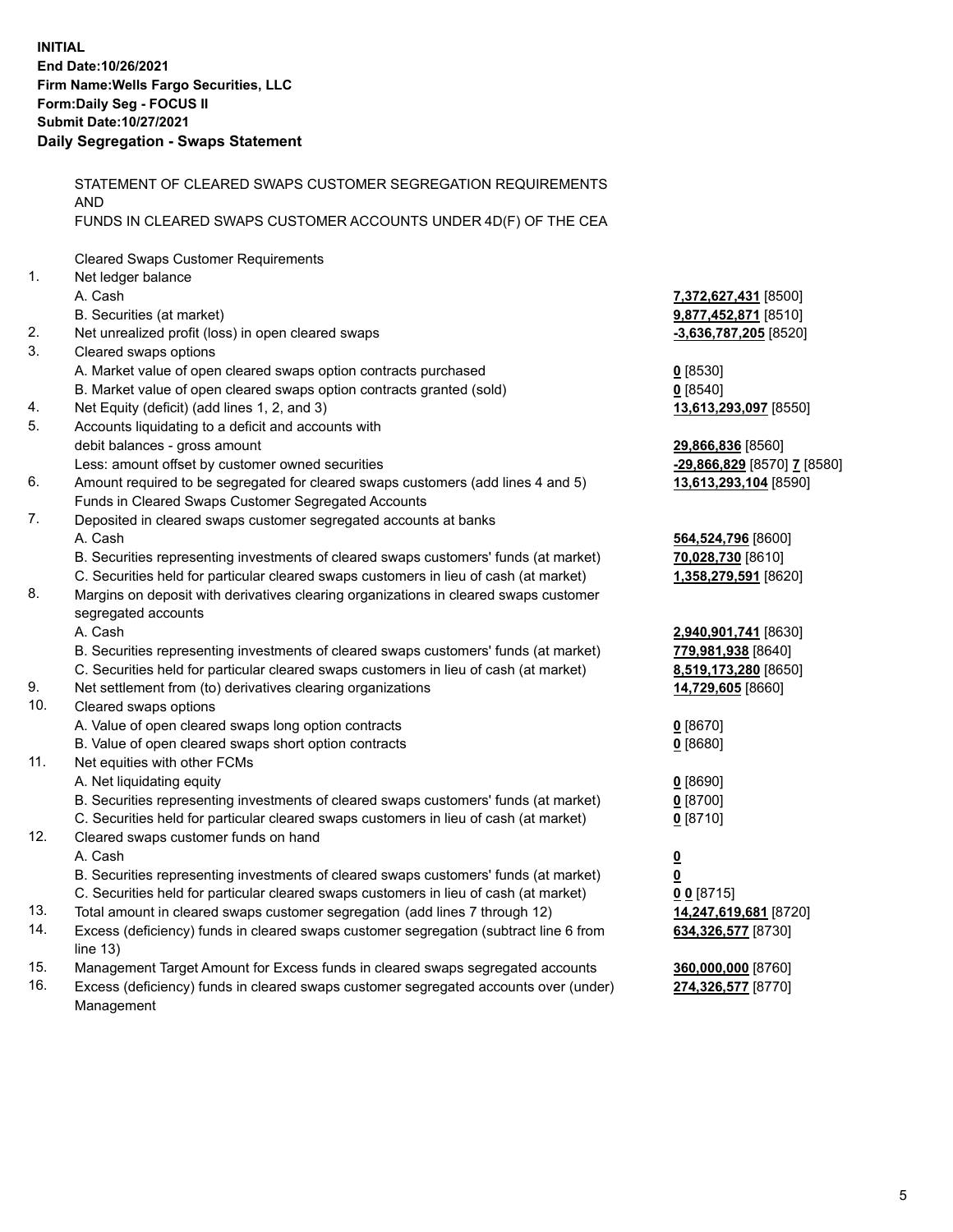**INITIAL**
**End Date:10/26/2021**
**Firm Name:Wells Fargo Securities, LLC**
**Form:Daily Seg - FOCUS II**
**Submit Date:10/27/2021**
**Daily Segregation - Swaps Statement**

STATEMENT OF CLEARED SWAPS CUSTOMER SEGREGATION REQUIREMENTS AND
FUNDS IN CLEARED SWAPS CUSTOMER ACCOUNTS UNDER 4D(F) OF THE CEA

| | | |
|---|---|---|
| | Cleared Swaps Customer Requirements | |
| 1. | Net ledger balance | |
| | A. Cash | **7,372,627,431** [8500] |
| | B. Securities (at market) | **9,877,452,871** [8510] |
| 2. | Net unrealized profit (loss) in open cleared swaps | **-3,636,787,205** [8520] |
| 3. | Cleared swaps options | |
| | A. Market value of open cleared swaps option contracts purchased | **0** [8530] |
| | B. Market value of open cleared swaps option contracts granted (sold) | **0** [8540] |
| 4. | Net Equity (deficit) (add lines 1, 2, and 3) | **13,613,293,097** [8550] |
| 5. | Accounts liquidating to a deficit and accounts with debit balances - gross amount | **29,866,836** [8560] |
| | Less: amount offset by customer owned securities | **-29,866,829** [8570] **7** [8580] |
| 6. | Amount required to be segregated for cleared swaps customers (add lines 4 and 5) | **13,613,293,104** [8590] |
| | Funds in Cleared Swaps Customer Segregated Accounts | |
| 7. | Deposited in cleared swaps customer segregated accounts at banks | |
| | A. Cash | **564,524,796** [8600] |
| | B. Securities representing investments of cleared swaps customers' funds (at market) | **70,028,730** [8610] |
| | C. Securities held for particular cleared swaps customers in lieu of cash (at market) | **1,358,279,591** [8620] |
| 8. | Margins on deposit with derivatives clearing organizations in cleared swaps customer segregated accounts | |
| | A. Cash | **2,940,901,741** [8630] |
| | B. Securities representing investments of cleared swaps customers' funds (at market) | **779,981,938** [8640] |
| | C. Securities held for particular cleared swaps customers in lieu of cash (at market) | **8,519,173,280** [8650] |
| 9. | Net settlement from (to) derivatives clearing organizations | **14,729,605** [8660] |
| 10. | Cleared swaps options | |
| | A. Value of open cleared swaps long option contracts | **0** [8670] |
| | B. Value of open cleared swaps short option contracts | **0** [8680] |
| 11. | Net equities with other FCMs | |
| | A. Net liquidating equity | **0** [8690] |
| | B. Securities representing investments of cleared swaps customers' funds (at market) | **0** [8700] |
| | C. Securities held for particular cleared swaps customers in lieu of cash (at market) | **0** [8710] |
| 12. | Cleared swaps customer funds on hand | |
| | A. Cash | **0** |
| | B. Securities representing investments of cleared swaps customers' funds (at market) | **0** |
| | C. Securities held for particular cleared swaps customers in lieu of cash (at market) | **0** **0** [8715] |
| 13. | Total amount in cleared swaps customer segregation (add lines 7 through 12) | **14,247,619,681** [8720] |
| 14. | Excess (deficiency) funds in cleared swaps customer segregation (subtract line 6 from line 13) | **634,326,577** [8730] |
| 15. | Management Target Amount for Excess funds in cleared swaps segregated accounts | **360,000,000** [8760] |
| 16. | Excess (deficiency) funds in cleared swaps customer segregated accounts over (under) Management | **274,326,577** [8770] |